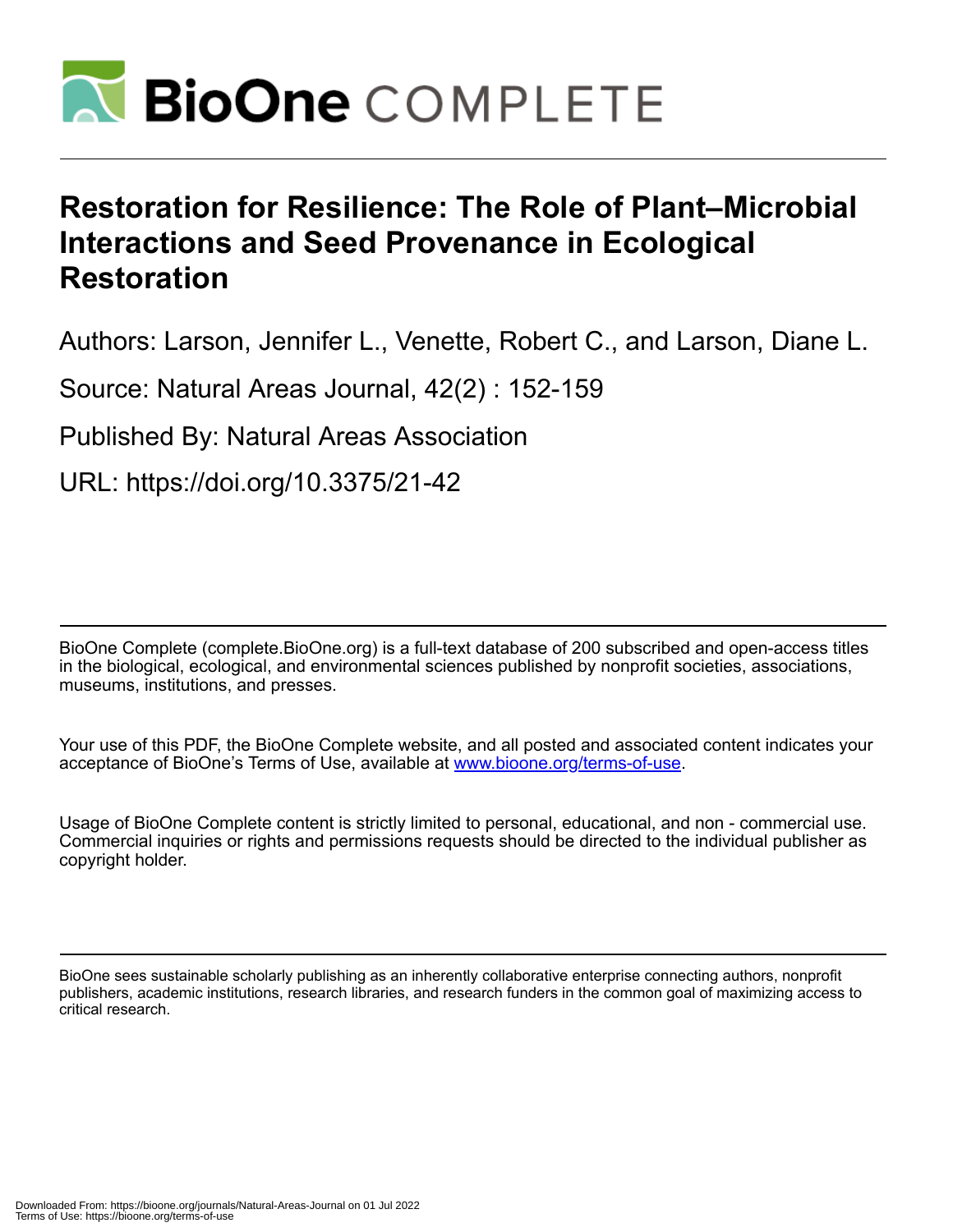# Restoration for Resilience: The Role of Plant–Microbial Interactions and Seed Provenance in Ecological Restoration

Authors: Larson, Jennifer L., Venette, Robert C., and Larson, Diane L.

Source: Natural Areas Journal, 42(2) : 152-159

Published By: Natural Areas Association

URL: https://doi.org/10.3375/21-42

BioOne Complete (complete.BioOne.org) is a full-text database of 200 subscribed and open-access titles in the biological, ecological, and environmental sciences published by nonprofit societies, associations, museums, institutions, and presses.

Your use of this PDF, the BioOne Complete website, and all posted and associated content indicates your acceptance of BioOne's Terms of Use, available at www.bioone.org/terms-of-use.

Usage of BioOne Complete content is strictly limited to personal, educational, and non - commercial use. Commercial inquiries or rights and permissions requests should be directed to the individual publisher as copyright holder.

BioOne sees sustainable scholarly publishing as an inherently collaborative enterprise connecting authors, nonprofit publishers, academic institutions, research libraries, and research funders in the common goal of maximizing access to critical research.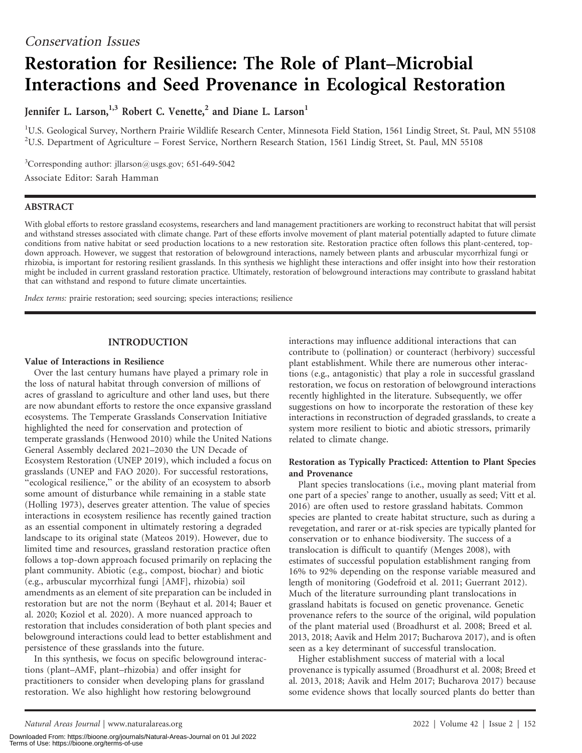*Conservation Issues*

# Restoration for Resilience: The Role of Plant–Microbial Interactions and Seed Provenance in Ecological Restoration

**Jennifer L. Larson,[1,3] Robert C. Venette,[2] and Diane L. Larson[1]**

[1]U.S. Geological Survey, Northern Prairie Wildlife Research Center, Minnesota Field Station, 1561 Lindig Street, St. Paul, MN 55108
[2]U.S. Department of Agriculture – Forest Service, Northern Research Station, 1561 Lindig Street, St. Paul, MN 55108

[3]Corresponding author: jllarson@usgs.gov; 651-649-5042

Associate Editor: Sarah Hamman

## ABSTRACT

With global efforts to restore grassland ecosystems, researchers and land management practitioners are working to reconstruct habitat that will persist and withstand stresses associated with climate change. Part of these efforts involve movement of plant material potentially adapted to future climate conditions from native habitat or seed production locations to a new restoration site. Restoration practice often follows this plant-centered, top-down approach. However, we suggest that restoration of belowground interactions, namely between plants and arbuscular mycorrhizal fungi or rhizobia, is important for restoring resilient grasslands. In this synthesis we highlight these interactions and offer insight into how their restoration might be included in current grassland restoration practice. Ultimately, restoration of belowground interactions may contribute to grassland habitat that can withstand and respond to future climate uncertainties.

*Index terms:* prairie restoration; seed sourcing; species interactions; resilience

## INTRODUCTION

### Value of Interactions in Resilience

Over the last century humans have played a primary role in the loss of natural habitat through conversion of millions of acres of grassland to agriculture and other land uses, but there are now abundant efforts to restore the once expansive grassland ecosystems. The Temperate Grasslands Conservation Initiative highlighted the need for conservation and protection of temperate grasslands (Henwood 2010) while the United Nations General Assembly declared 2021–2030 the UN Decade of Ecosystem Restoration (UNEP 2019), which included a focus on grasslands (UNEP and FAO 2020). For successful restorations, "ecological resilience," or the ability of an ecosystem to absorb some amount of disturbance while remaining in a stable state (Holling 1973), deserves greater attention. The value of species interactions in ecosystem resilience has recently gained traction as an essential component in ultimately restoring a degraded landscape to its original state (Mateos 2019). However, due to limited time and resources, grassland restoration practice often follows a top-down approach focused primarily on replacing the plant community. Abiotic (e.g., compost, biochar) and biotic (e.g., arbuscular mycorrhizal fungi [AMF], rhizobia) soil amendments as an element of site preparation can be included in restoration but are not the norm (Beyhaut et al. 2014; Bauer et al. 2020; Koziol et al. 2020). A more nuanced approach to restoration that includes consideration of both plant species and belowground interactions could lead to better establishment and persistence of these grasslands into the future.

In this synthesis, we focus on specific belowground interactions (plant–AMF, plant–rhizobia) and offer insight for practitioners to consider when developing plans for grassland restoration. We also highlight how restoring belowground interactions may influence additional interactions that can contribute to (pollination) or counteract (herbivory) successful plant establishment. While there are numerous other interactions (e.g., antagonistic) that play a role in successful grassland restoration, we focus on restoration of belowground interactions recently highlighted in the literature. Subsequently, we offer suggestions on how to incorporate the restoration of these key interactions in reconstruction of degraded grasslands, to create a system more resilient to biotic and abiotic stressors, primarily related to climate change.

### Restoration as Typically Practiced: Attention to Plant Species and Provenance

Plant species translocations (i.e., moving plant material from one part of a species' range to another, usually as seed; Vitt et al. 2016) are often used to restore grassland habitats. Common species are planted to create habitat structure, such as during a revegetation, and rarer or at-risk species are typically planted for conservation or to enhance biodiversity. The success of a translocation is difficult to quantify (Menges 2008), with estimates of successful population establishment ranging from 16% to 92% depending on the response variable measured and length of monitoring (Godefroid et al. 2011; Guerrant 2012). Much of the literature surrounding plant translocations in grassland habitats is focused on genetic provenance. Genetic provenance refers to the source of the original, wild population of the plant material used (Broadhurst et al. 2008; Breed et al. 2013, 2018; Aavik and Helm 2017; Bucharova 2017), and is often seen as a key determinant of successful translocation.

Higher establishment success of material with a local provenance is typically assumed (Broadhurst et al. 2008; Breed et al. 2013, 2018; Aavik and Helm 2017; Bucharova 2017) because some evidence shows that locally sourced plants do better than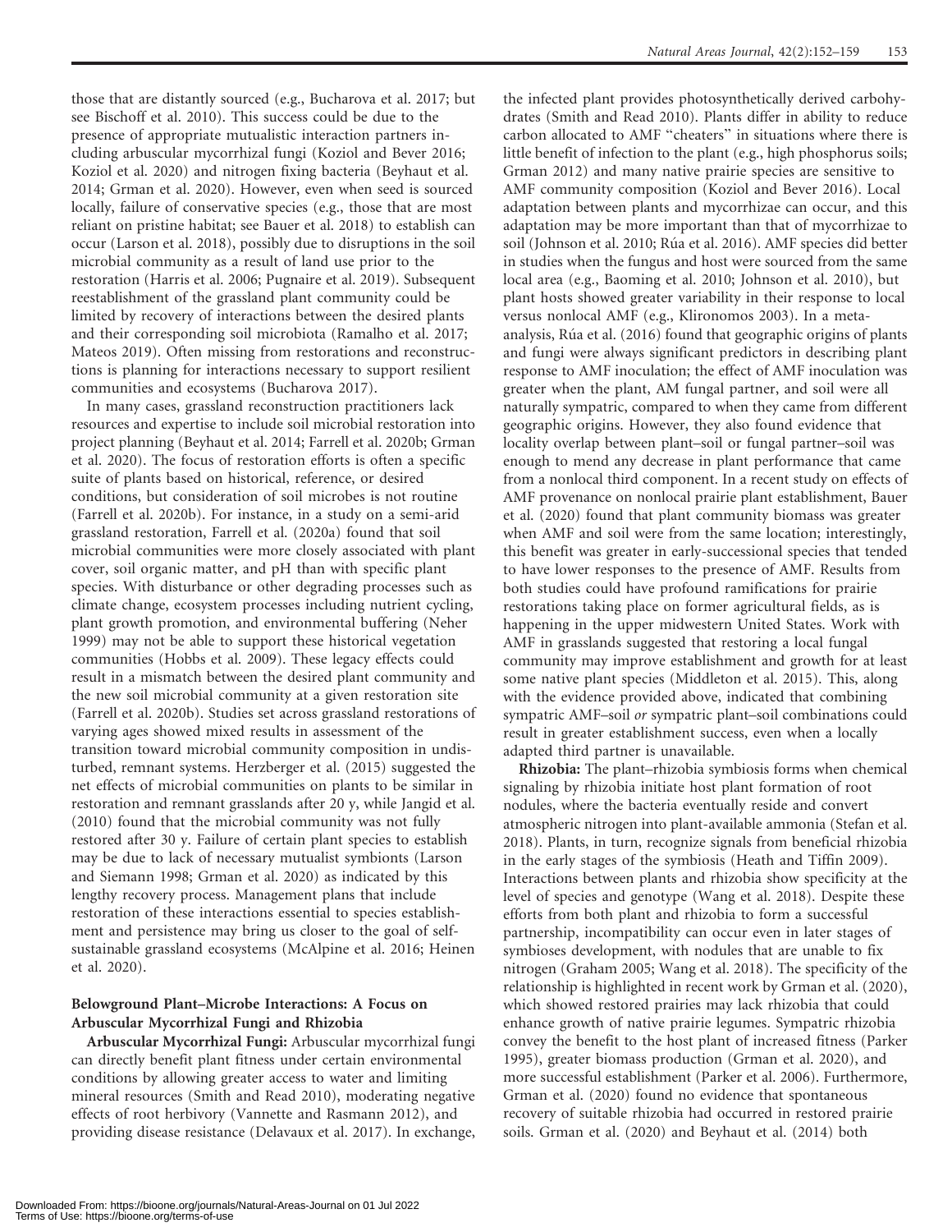those that are distantly sourced (e.g., Bucharova et al. 2017; but see Bischoff et al. 2010). This success could be due to the presence of appropriate mutualistic interaction partners including arbuscular mycorrhizal fungi (Koziol and Bever 2016; Koziol et al. 2020) and nitrogen fixing bacteria (Beyhaut et al. 2014; Grman et al. 2020). However, even when seed is sourced locally, failure of conservative species (e.g., those that are most reliant on pristine habitat; see Bauer et al. 2018) to establish can occur (Larson et al. 2018), possibly due to disruptions in the soil microbial community as a result of land use prior to the restoration (Harris et al. 2006; Pugnaire et al. 2019). Subsequent reestablishment of the grassland plant community could be limited by recovery of interactions between the desired plants and their corresponding soil microbiota (Ramalho et al. 2017; Mateos 2019). Often missing from restorations and reconstructions is planning for interactions necessary to support resilient communities and ecosystems (Bucharova 2017).

In many cases, grassland reconstruction practitioners lack resources and expertise to include soil microbial restoration into project planning (Beyhaut et al. 2014; Farrell et al. 2020b; Grman et al. 2020). The focus of restoration efforts is often a specific suite of plants based on historical, reference, or desired conditions, but consideration of soil microbes is not routine (Farrell et al. 2020b). For instance, in a study on a semi-arid grassland restoration, Farrell et al. (2020a) found that soil microbial communities were more closely associated with plant cover, soil organic matter, and pH than with specific plant species. With disturbance or other degrading processes such as climate change, ecosystem processes including nutrient cycling, plant growth promotion, and environmental buffering (Neher 1999) may not be able to support these historical vegetation communities (Hobbs et al. 2009). These legacy effects could result in a mismatch between the desired plant community and the new soil microbial community at a given restoration site (Farrell et al. 2020b). Studies set across grassland restorations of varying ages showed mixed results in assessment of the transition toward microbial community composition in undisturbed, remnant systems. Herzberger et al. (2015) suggested the net effects of microbial communities on plants to be similar in restoration and remnant grasslands after 20 y, while Jangid et al. (2010) found that the microbial community was not fully restored after 30 y. Failure of certain plant species to establish may be due to lack of necessary mutualist symbionts (Larson and Siemann 1998; Grman et al. 2020) as indicated by this lengthy recovery process. Management plans that include restoration of these interactions essential to species establishment and persistence may bring us closer to the goal of self-sustainable grassland ecosystems (McAlpine et al. 2016; Heinen et al. 2020).

## Belowground Plant–Microbe Interactions: A Focus on Arbuscular Mycorrhizal Fungi and Rhizobia

**Arbuscular Mycorrhizal Fungi:** Arbuscular mycorrhizal fungi can directly benefit plant fitness under certain environmental conditions by allowing greater access to water and limiting mineral resources (Smith and Read 2010), moderating negative effects of root herbivory (Vannette and Rasmann 2012), and providing disease resistance (Delavaux et al. 2017). In exchange, the infected plant provides photosynthetically derived carbohydrates (Smith and Read 2010). Plants differ in ability to reduce carbon allocated to AMF "cheaters" in situations where there is little benefit of infection to the plant (e.g., high phosphorus soils; Grman 2012) and many native prairie species are sensitive to AMF community composition (Koziol and Bever 2016). Local adaptation between plants and mycorrhizae can occur, and this adaptation may be more important than that of mycorrhizae to soil (Johnson et al. 2010; Rúa et al. 2016). AMF species did better in studies when the fungus and host were sourced from the same local area (e.g., Baoming et al. 2010; Johnson et al. 2010), but plant hosts showed greater variability in their response to local versus nonlocal AMF (e.g., Klironomos 2003). In a meta-analysis, Rúa et al. (2016) found that geographic origins of plants and fungi were always significant predictors in describing plant response to AMF inoculation; the effect of AMF inoculation was greater when the plant, AM fungal partner, and soil were all naturally sympatric, compared to when they came from different geographic origins. However, they also found evidence that locality overlap between plant–soil or fungal partner–soil was enough to mend any decrease in plant performance that came from a nonlocal third component. In a recent study on effects of AMF provenance on nonlocal prairie plant establishment, Bauer et al. (2020) found that plant community biomass was greater when AMF and soil were from the same location; interestingly, this benefit was greater in early-successional species that tended to have lower responses to the presence of AMF. Results from both studies could have profound ramifications for prairie restorations taking place on former agricultural fields, as is happening in the upper midwestern United States. Work with AMF in grasslands suggested that restoring a local fungal community may improve establishment and growth for at least some native plant species (Middleton et al. 2015). This, along with the evidence provided above, indicated that combining sympatric AMF–soil *or* sympatric plant–soil combinations could result in greater establishment success, even when a locally adapted third partner is unavailable.

**Rhizobia:** The plant–rhizobia symbiosis forms when chemical signaling by rhizobia initiate host plant formation of root nodules, where the bacteria eventually reside and convert atmospheric nitrogen into plant-available ammonia (Stefan et al. 2018). Plants, in turn, recognize signals from beneficial rhizobia in the early stages of the symbiosis (Heath and Tiffin 2009). Interactions between plants and rhizobia show specificity at the level of species and genotype (Wang et al. 2018). Despite these efforts from both plant and rhizobia to form a successful partnership, incompatibility can occur even in later stages of symbioses development, with nodules that are unable to fix nitrogen (Graham 2005; Wang et al. 2018). The specificity of the relationship is highlighted in recent work by Grman et al. (2020), which showed restored prairies may lack rhizobia that could enhance growth of native prairie legumes. Sympatric rhizobia convey the benefit to the host plant of increased fitness (Parker 1995), greater biomass production (Grman et al. 2020), and more successful establishment (Parker et al. 2006). Furthermore, Grman et al. (2020) found no evidence that spontaneous recovery of suitable rhizobia had occurred in restored prairie soils. Grman et al. (2020) and Beyhaut et al. (2014) both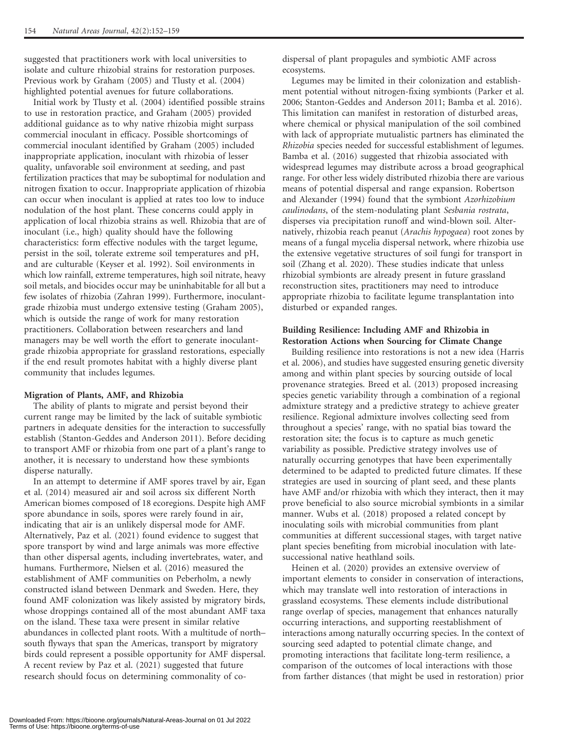suggested that practitioners work with local universities to isolate and culture rhizobial strains for restoration purposes. Previous work by Graham (2005) and Tlusty et al. (2004) highlighted potential avenues for future collaborations.

Initial work by Tlusty et al. (2004) identified possible strains to use in restoration practice, and Graham (2005) provided additional guidance as to why native rhizobia might surpass commercial inoculant in efficacy. Possible shortcomings of commercial inoculant identified by Graham (2005) included inappropriate application, inoculant with rhizobia of lesser quality, unfavorable soil environment at seeding, and past fertilization practices that may be suboptimal for nodulation and nitrogen fixation to occur. Inappropriate application of rhizobia can occur when inoculant is applied at rates too low to induce nodulation of the host plant. These concerns could apply in application of local rhizobia strains as well. Rhizobia that are of inoculant (i.e., high) quality should have the following characteristics: form effective nodules with the target legume, persist in the soil, tolerate extreme soil temperatures and pH, and are culturable (Keyser et al. 1992). Soil environments in which low rainfall, extreme temperatures, high soil nitrate, heavy soil metals, and biocides occur may be uninhabitable for all but a few isolates of rhizobia (Zahran 1999). Furthermore, inoculant-grade rhizobia must undergo extensive testing (Graham 2005), which is outside the range of work for many restoration practitioners. Collaboration between researchers and land managers may be well worth the effort to generate inoculant-grade rhizobia appropriate for grassland restorations, especially if the end result promotes habitat with a highly diverse plant community that includes legumes.

### Migration of Plants, AMF, and Rhizobia

The ability of plants to migrate and persist beyond their current range may be limited by the lack of suitable symbiotic partners in adequate densities for the interaction to successfully establish (Stanton-Geddes and Anderson 2011). Before deciding to transport AMF or rhizobia from one part of a plant's range to another, it is necessary to understand how these symbionts disperse naturally.

In an attempt to determine if AMF spores travel by air, Egan et al. (2014) measured air and soil across six different North American biomes composed of 18 ecoregions. Despite high AMF spore abundance in soils, spores were rarely found in air, indicating that air is an unlikely dispersal mode for AMF. Alternatively, Paz et al. (2021) found evidence to suggest that spore transport by wind and large animals was more effective than other dispersal agents, including invertebrates, water, and humans. Furthermore, Nielsen et al. (2016) measured the establishment of AMF communities on Peberholm, a newly constructed island between Denmark and Sweden. Here, they found AMF colonization was likely assisted by migratory birds, whose droppings contained all of the most abundant AMF taxa on the island. These taxa were present in similar relative abundances in collected plant roots. With a multitude of north–south flyways that span the Americas, transport by migratory birds could represent a possible opportunity for AMF dispersal. A recent review by Paz et al. (2021) suggested that future research should focus on determining commonality of co-dispersal of plant propagules and symbiotic AMF across ecosystems.

Legumes may be limited in their colonization and establishment potential without nitrogen-fixing symbionts (Parker et al. 2006; Stanton-Geddes and Anderson 2011; Bamba et al. 2016). This limitation can manifest in restoration of disturbed areas, where chemical or physical manipulation of the soil combined with lack of appropriate mutualistic partners has eliminated the *Rhizobia* species needed for successful establishment of legumes. Bamba et al. (2016) suggested that rhizobia associated with widespread legumes may distribute across a broad geographical range. For other less widely distributed rhizobia there are various means of potential dispersal and range expansion. Robertson and Alexander (1994) found that the symbiont *Azorhizobium caulinodans*, of the stem-nodulating plant *Sesbania rostrata*, disperses via precipitation runoff and wind-blown soil. Alternatively, rhizobia reach peanut (*Arachis hypogaea*) root zones by means of a fungal mycelia dispersal network, where rhizobia use the extensive vegetative structures of soil fungi for transport in soil (Zhang et al. 2020). These studies indicate that unless rhizobial symbionts are already present in future grassland reconstruction sites, practitioners may need to introduce appropriate rhizobia to facilitate legume transplantation into disturbed or expanded ranges.

### Building Resilience: Including AMF and Rhizobia in Restoration Actions when Sourcing for Climate Change

Building resilience into restorations is not a new idea (Harris et al. 2006), and studies have suggested ensuring genetic diversity among and within plant species by sourcing outside of local provenance strategies. Breed et al. (2013) proposed increasing species genetic variability through a combination of a regional admixture strategy and a predictive strategy to achieve greater resilience. Regional admixture involves collecting seed from throughout a species' range, with no spatial bias toward the restoration site; the focus is to capture as much genetic variability as possible. Predictive strategy involves use of naturally occurring genotypes that have been experimentally determined to be adapted to predicted future climates. If these strategies are used in sourcing of plant seed, and these plants have AMF and/or rhizobia with which they interact, then it may prove beneficial to also source microbial symbionts in a similar manner. Wubs et al. (2018) proposed a related concept by inoculating soils with microbial communities from plant communities at different successional stages, with target native plant species benefiting from microbial inoculation with late-successional native heathland soils.

Heinen et al. (2020) provides an extensive overview of important elements to consider in conservation of interactions, which may translate well into restoration of interactions in grassland ecosystems. These elements include distributional range overlap of species, management that enhances naturally occurring interactions, and supporting reestablishment of interactions among naturally occurring species. In the context of sourcing seed adapted to potential climate change, and promoting interactions that facilitate long-term resilience, a comparison of the outcomes of local interactions with those from farther distances (that might be used in restoration) prior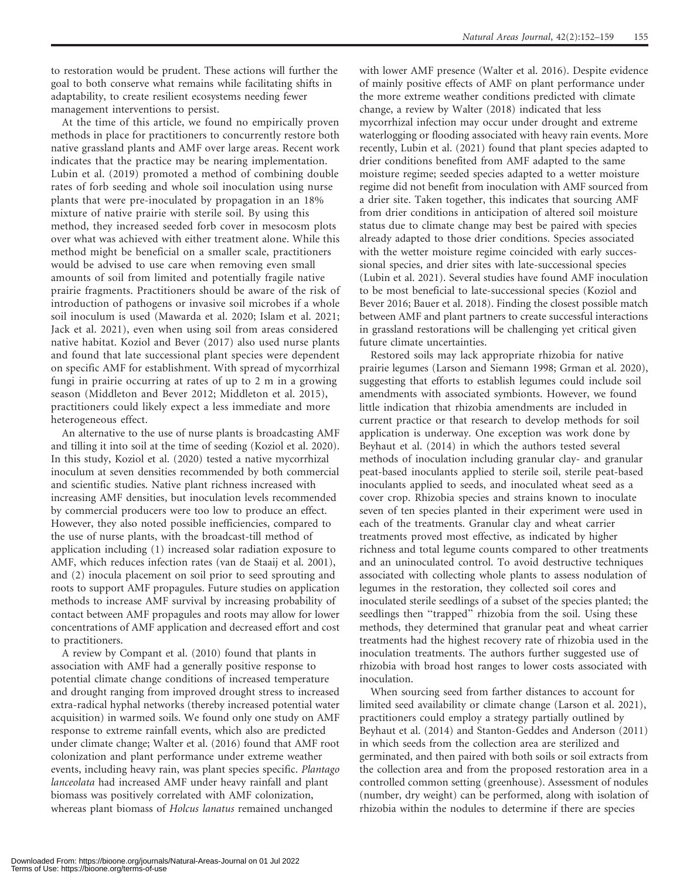to restoration would be prudent. These actions will further the goal to both conserve what remains while facilitating shifts in adaptability, to create resilient ecosystems needing fewer management interventions to persist.

At the time of this article, we found no empirically proven methods in place for practitioners to concurrently restore both native grassland plants and AMF over large areas. Recent work indicates that the practice may be nearing implementation. Lubin et al. (2019) promoted a method of combining double rates of forb seeding and whole soil inoculation using nurse plants that were pre-inoculated by propagation in an 18% mixture of native prairie with sterile soil. By using this method, they increased seeded forb cover in mesocosm plots over what was achieved with either treatment alone. While this method might be beneficial on a smaller scale, practitioners would be advised to use care when removing even small amounts of soil from limited and potentially fragile native prairie fragments. Practitioners should be aware of the risk of introduction of pathogens or invasive soil microbes if a whole soil inoculum is used (Mawarda et al. 2020; Islam et al. 2021; Jack et al. 2021), even when using soil from areas considered native habitat. Koziol and Bever (2017) also used nurse plants and found that late successional plant species were dependent on specific AMF for establishment. With spread of mycorrhizal fungi in prairie occurring at rates of up to 2 m in a growing season (Middleton and Bever 2012; Middleton et al. 2015), practitioners could likely expect a less immediate and more heterogeneous effect.

An alternative to the use of nurse plants is broadcasting AMF and tilling it into soil at the time of seeding (Koziol et al. 2020). In this study, Koziol et al. (2020) tested a native mycorrhizal inoculum at seven densities recommended by both commercial and scientific studies. Native plant richness increased with increasing AMF densities, but inoculation levels recommended by commercial producers were too low to produce an effect. However, they also noted possible inefficiencies, compared to the use of nurse plants, with the broadcast-till method of application including (1) increased solar radiation exposure to AMF, which reduces infection rates (van de Staaij et al. 2001), and (2) inocula placement on soil prior to seed sprouting and roots to support AMF propagules. Future studies on application methods to increase AMF survival by increasing probability of contact between AMF propagules and roots may allow for lower concentrations of AMF application and decreased effort and cost to practitioners.

A review by Compant et al. (2010) found that plants in association with AMF had a generally positive response to potential climate change conditions of increased temperature and drought ranging from improved drought stress to increased extra-radical hyphal networks (thereby increased potential water acquisition) in warmed soils. We found only one study on AMF response to extreme rainfall events, which also are predicted under climate change; Walter et al. (2016) found that AMF root colonization and plant performance under extreme weather events, including heavy rain, was plant species specific. *Plantago lanceolata* had increased AMF under heavy rainfall and plant biomass was positively correlated with AMF colonization, whereas plant biomass of *Holcus lanatus* remained unchanged with lower AMF presence (Walter et al. 2016). Despite evidence of mainly positive effects of AMF on plant performance under the more extreme weather conditions predicted with climate change, a review by Walter (2018) indicated that less mycorrhizal infection may occur under drought and extreme waterlogging or flooding associated with heavy rain events. More recently, Lubin et al. (2021) found that plant species adapted to drier conditions benefited from AMF adapted to the same moisture regime; seeded species adapted to a wetter moisture regime did not benefit from inoculation with AMF sourced from a drier site. Taken together, this indicates that sourcing AMF from drier conditions in anticipation of altered soil moisture status due to climate change may best be paired with species already adapted to those drier conditions. Species associated with the wetter moisture regime coincided with early successional species, and drier sites with late-successional species (Lubin et al. 2021). Several studies have found AMF inoculation to be most beneficial to late-successional species (Koziol and Bever 2016; Bauer et al. 2018). Finding the closest possible match between AMF and plant partners to create successful interactions in grassland restorations will be challenging yet critical given future climate uncertainties.

Restored soils may lack appropriate rhizobia for native prairie legumes (Larson and Siemann 1998; Grman et al. 2020), suggesting that efforts to establish legumes could include soil amendments with associated symbionts. However, we found little indication that rhizobia amendments are included in current practice or that research to develop methods for soil application is underway. One exception was work done by Beyhaut et al. (2014) in which the authors tested several methods of inoculation including granular clay- and granular peat-based inoculants applied to sterile soil, sterile peat-based inoculants applied to seeds, and inoculated wheat seed as a cover crop. Rhizobia species and strains known to inoculate seven of ten species planted in their experiment were used in each of the treatments. Granular clay and wheat carrier treatments proved most effective, as indicated by higher richness and total legume counts compared to other treatments and an uninoculated control. To avoid destructive techniques associated with collecting whole plants to assess nodulation of legumes in the restoration, they collected soil cores and inoculated sterile seedlings of a subset of the species planted; the seedlings then "trapped" rhizobia from the soil. Using these methods, they determined that granular peat and wheat carrier treatments had the highest recovery rate of rhizobia used in the inoculation treatments. The authors further suggested use of rhizobia with broad host ranges to lower costs associated with inoculation.

When sourcing seed from farther distances to account for limited seed availability or climate change (Larson et al. 2021), practitioners could employ a strategy partially outlined by Beyhaut et al. (2014) and Stanton-Geddes and Anderson (2011) in which seeds from the collection area are sterilized and germinated, and then paired with both soils or soil extracts from the collection area and from the proposed restoration area in a controlled common setting (greenhouse). Assessment of nodules (number, dry weight) can be performed, along with isolation of rhizobia within the nodules to determine if there are species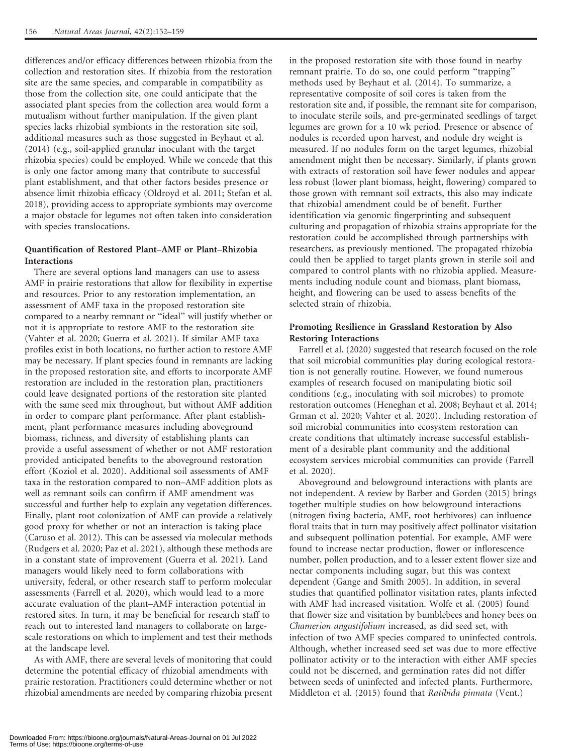differences and/or efficacy differences between rhizobia from the collection and restoration sites. If rhizobia from the restoration site are the same species, and comparable in compatibility as those from the collection site, one could anticipate that the associated plant species from the collection area would form a mutualism without further manipulation. If the given plant species lacks rhizobial symbionts in the restoration site soil, additional measures such as those suggested in Beyhaut et al. (2014) (e.g., soil-applied granular inoculant with the target rhizobia species) could be employed. While we concede that this is only one factor among many that contribute to successful plant establishment, and that other factors besides presence or absence limit rhizobia efficacy (Oldroyd et al. 2011; Stefan et al. 2018), providing access to appropriate symbionts may overcome a major obstacle for legumes not often taken into consideration with species translocations.

### Quantification of Restored Plant–AMF or Plant–Rhizobia Interactions

There are several options land managers can use to assess AMF in prairie restorations that allow for flexibility in expertise and resources. Prior to any restoration implementation, an assessment of AMF taxa in the proposed restoration site compared to a nearby remnant or "ideal" will justify whether or not it is appropriate to restore AMF to the restoration site (Vahter et al. 2020; Guerra et al. 2021). If similar AMF taxa profiles exist in both locations, no further action to restore AMF may be necessary. If plant species found in remnants are lacking in the proposed restoration site, and efforts to incorporate AMF restoration are included in the restoration plan, practitioners could leave designated portions of the restoration site planted with the same seed mix throughout, but without AMF addition in order to compare plant performance. After plant establishment, plant performance measures including aboveground biomass, richness, and diversity of establishing plants can provide a useful assessment of whether or not AMF restoration provided anticipated benefits to the aboveground restoration effort (Koziol et al. 2020). Additional soil assessments of AMF taxa in the restoration compared to non–AMF addition plots as well as remnant soils can confirm if AMF amendment was successful and further help to explain any vegetation differences. Finally, plant root colonization of AMF can provide a relatively good proxy for whether or not an interaction is taking place (Caruso et al. 2012). This can be assessed via molecular methods (Rudgers et al. 2020; Paz et al. 2021), although these methods are in a constant state of improvement (Guerra et al. 2021). Land managers would likely need to form collaborations with university, federal, or other research staff to perform molecular assessments (Farrell et al. 2020), which would lead to a more accurate evaluation of the plant–AMF interaction potential in restored sites. In turn, it may be beneficial for research staff to reach out to interested land managers to collaborate on large-scale restorations on which to implement and test their methods at the landscape level.

As with AMF, there are several levels of monitoring that could determine the potential efficacy of rhizobial amendments with prairie restoration. Practitioners could determine whether or not rhizobial amendments are needed by comparing rhizobia present in the proposed restoration site with those found in nearby remnant prairie. To do so, one could perform "trapping" methods used by Beyhaut et al. (2014). To summarize, a representative composite of soil cores is taken from the restoration site and, if possible, the remnant site for comparison, to inoculate sterile soils, and pre-germinated seedlings of target legumes are grown for a 10 wk period. Presence or absence of nodules is recorded upon harvest, and nodule dry weight is measured. If no nodules form on the target legumes, rhizobial amendment might then be necessary. Similarly, if plants grown with extracts of restoration soil have fewer nodules and appear less robust (lower plant biomass, height, flowering) compared to those grown with remnant soil extracts, this also may indicate that rhizobial amendment could be of benefit. Further identification via genomic fingerprinting and subsequent culturing and propagation of rhizobia strains appropriate for the restoration could be accomplished through partnerships with researchers, as previously mentioned. The propagated rhizobia could then be applied to target plants grown in sterile soil and compared to control plants with no rhizobia applied. Measurements including nodule count and biomass, plant biomass, height, and flowering can be used to assess benefits of the selected strain of rhizobia.

### Promoting Resilience in Grassland Restoration by Also Restoring Interactions

Farrell et al. (2020) suggested that research focused on the role that soil microbial communities play during ecological restoration is not generally routine. However, we found numerous examples of research focused on manipulating biotic soil conditions (e.g., inoculating with soil microbes) to promote restoration outcomes (Heneghan et al. 2008; Beyhaut et al. 2014; Grman et al. 2020; Vahter et al. 2020). Including restoration of soil microbial communities into ecosystem restoration can create conditions that ultimately increase successful establishment of a desirable plant community and the additional ecosystem services microbial communities can provide (Farrell et al. 2020).

Aboveground and belowground interactions with plants are not independent. A review by Barber and Gorden (2015) brings together multiple studies on how belowground interactions (nitrogen fixing bacteria, AMF, root herbivores) can influence floral traits that in turn may positively affect pollinator visitation and subsequent pollination potential. For example, AMF were found to increase nectar production, flower or inflorescence number, pollen production, and to a lesser extent flower size and nectar components including sugar, but this was context dependent (Gange and Smith 2005). In addition, in several studies that quantified pollinator visitation rates, plants infected with AMF had increased visitation. Wolfe et al. (2005) found that flower size and visitation by bumblebees and honey bees on *Chamerion angustifolium* increased, as did seed set, with infection of two AMF species compared to uninfected controls. Although, whether increased seed set was due to more effective pollinator activity or to the interaction with either AMF species could not be discerned, and germination rates did not differ between seeds of uninfected and infected plants. Furthermore, Middleton et al. (2015) found that *Ratibida pinnata* (Vent.)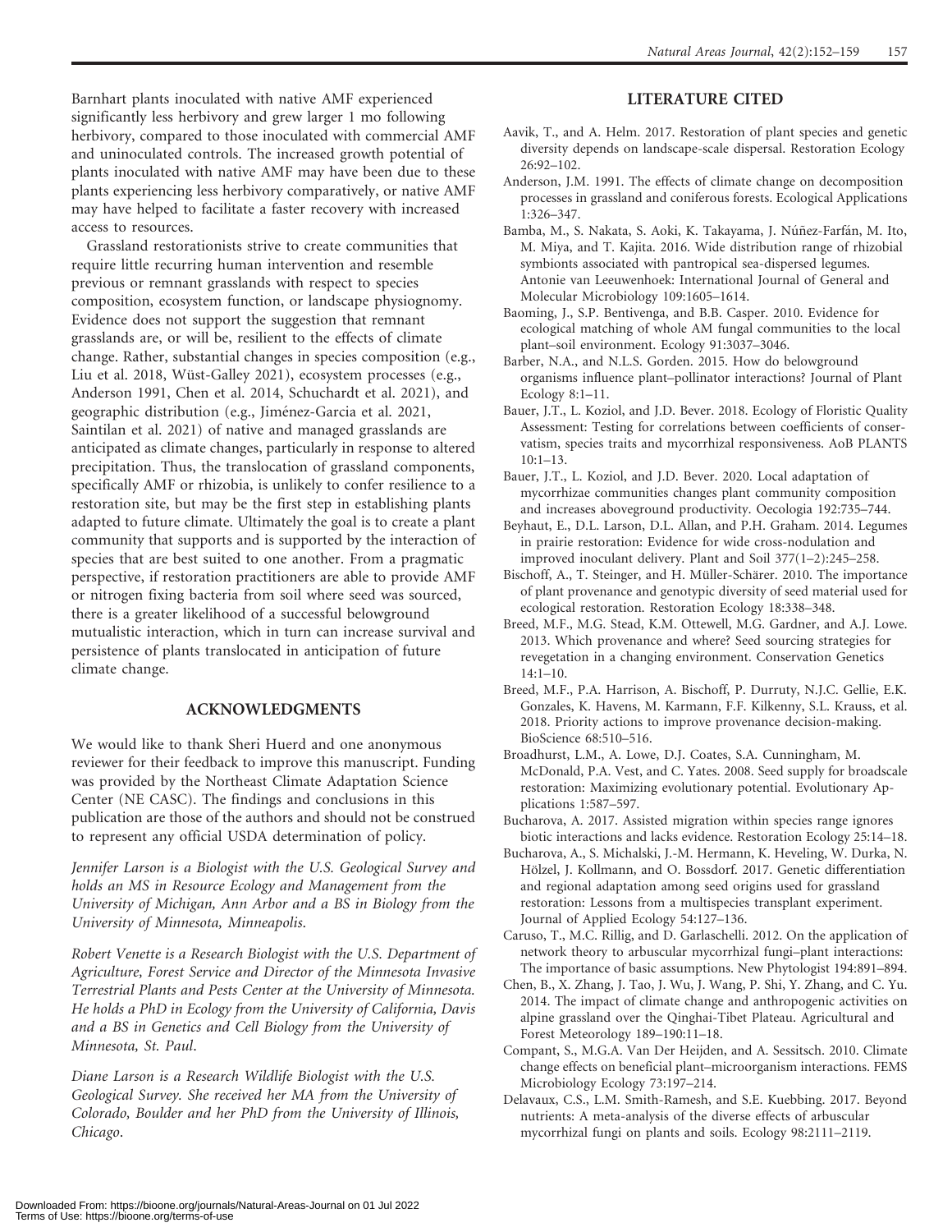Barnhart plants inoculated with native AMF experienced significantly less herbivory and grew larger 1 mo following herbivory, compared to those inoculated with commercial AMF and uninoculated controls. The increased growth potential of plants inoculated with native AMF may have been due to these plants experiencing less herbivory comparatively, or native AMF may have helped to facilitate a faster recovery with increased access to resources.

Grassland restorationists strive to create communities that require little recurring human intervention and resemble previous or remnant grasslands with respect to species composition, ecosystem function, or landscape physiognomy. Evidence does not support the suggestion that remnant grasslands are, or will be, resilient to the effects of climate change. Rather, substantial changes in species composition (e.g., Liu et al. 2018, Wüst-Galley 2021), ecosystem processes (e.g., Anderson 1991, Chen et al. 2014, Schuchardt et al. 2021), and geographic distribution (e.g., Jiménez-Garcia et al. 2021, Saintilan et al. 2021) of native and managed grasslands are anticipated as climate changes, particularly in response to altered precipitation. Thus, the translocation of grassland components, specifically AMF or rhizobia, is unlikely to confer resilience to a restoration site, but may be the first step in establishing plants adapted to future climate. Ultimately the goal is to create a plant community that supports and is supported by the interaction of species that are best suited to one another. From a pragmatic perspective, if restoration practitioners are able to provide AMF or nitrogen fixing bacteria from soil where seed was sourced, there is a greater likelihood of a successful belowground mutualistic interaction, which in turn can increase survival and persistence of plants translocated in anticipation of future climate change.

## ACKNOWLEDGMENTS

We would like to thank Sheri Huerd and one anonymous reviewer for their feedback to improve this manuscript. Funding was provided by the Northeast Climate Adaptation Science Center (NE CASC). The findings and conclusions in this publication are those of the authors and should not be construed to represent any official USDA determination of policy.

*Jennifer Larson is a Biologist with the U.S. Geological Survey and holds an MS in Resource Ecology and Management from the University of Michigan, Ann Arbor and a BS in Biology from the University of Minnesota, Minneapolis.*

*Robert Venette is a Research Biologist with the U.S. Department of Agriculture, Forest Service and Director of the Minnesota Invasive Terrestrial Plants and Pests Center at the University of Minnesota. He holds a PhD in Ecology from the University of California, Davis and a BS in Genetics and Cell Biology from the University of Minnesota, St. Paul.*

*Diane Larson is a Research Wildlife Biologist with the U.S. Geological Survey. She received her MA from the University of Colorado, Boulder and her PhD from the University of Illinois, Chicago.*

## LITERATURE CITED

Aavik, T., and A. Helm. 2017. Restoration of plant species and genetic diversity depends on landscape-scale dispersal. Restoration Ecology 26:92–102.

Anderson, J.M. 1991. The effects of climate change on decomposition processes in grassland and coniferous forests. Ecological Applications 1:326–347.

Bamba, M., S. Nakata, S. Aoki, K. Takayama, J. Núñez-Farfán, M. Ito, M. Miya, and T. Kajita. 2016. Wide distribution range of rhizobial symbionts associated with pantropical sea-dispersed legumes. Antonie van Leeuwenhoek: International Journal of General and Molecular Microbiology 109:1605–1614.

Baoming, J., S.P. Bentivenga, and B.B. Casper. 2010. Evidence for ecological matching of whole AM fungal communities to the local plant–soil environment. Ecology 91:3037–3046.

Barber, N.A., and N.L.S. Gorden. 2015. How do belowground organisms influence plant–pollinator interactions? Journal of Plant Ecology 8:1–11.

Bauer, J.T., L. Koziol, and J.D. Bever. 2018. Ecology of Floristic Quality Assessment: Testing for correlations between coefficients of conservatism, species traits and mycorrhizal responsiveness. AoB PLANTS 10:1–13.

Bauer, J.T., L. Koziol, and J.D. Bever. 2020. Local adaptation of mycorrhizae communities changes plant community composition and increases aboveground productivity. Oecologia 192:735–744.

Beyhaut, E., D.L. Larson, D.L. Allan, and P.H. Graham. 2014. Legumes in prairie restoration: Evidence for wide cross-nodulation and improved inoculant delivery. Plant and Soil 377(1–2):245–258.

Bischoff, A., T. Steinger, and H. Müller-Schärer. 2010. The importance of plant provenance and genotypic diversity of seed material used for ecological restoration. Restoration Ecology 18:338–348.

Breed, M.F., M.G. Stead, K.M. Ottewell, M.G. Gardner, and A.J. Lowe. 2013. Which provenance and where? Seed sourcing strategies for revegetation in a changing environment. Conservation Genetics 14:1–10.

Breed, M.F., P.A. Harrison, A. Bischoff, P. Durruty, N.J.C. Gellie, E.K. Gonzales, K. Havens, M. Karmann, F.F. Kilkenny, S.L. Krauss, et al. 2018. Priority actions to improve provenance decision-making. BioScience 68:510–516.

Broadhurst, L.M., A. Lowe, D.J. Coates, S.A. Cunningham, M. McDonald, P.A. Vest, and C. Yates. 2008. Seed supply for broadscale restoration: Maximizing evolutionary potential. Evolutionary Applications 1:587–597.

Bucharova, A. 2017. Assisted migration within species range ignores biotic interactions and lacks evidence. Restoration Ecology 25:14–18.

Bucharova, A., S. Michalski, J.-M. Hermann, K. Heveling, W. Durka, N. Hölzel, J. Kollmann, and O. Bossdorf. 2017. Genetic differentiation and regional adaptation among seed origins used for grassland restoration: Lessons from a multispecies transplant experiment. Journal of Applied Ecology 54:127–136.

Caruso, T., M.C. Rillig, and D. Garlaschelli. 2012. On the application of network theory to arbuscular mycorrhizal fungi–plant interactions: The importance of basic assumptions. New Phytologist 194:891–894.

Chen, B., X. Zhang, J. Tao, J. Wu, J. Wang, P. Shi, Y. Zhang, and C. Yu. 2014. The impact of climate change and anthropogenic activities on alpine grassland over the Qinghai-Tibet Plateau. Agricultural and Forest Meteorology 189–190:11–18.

Compant, S., M.G.A. Van Der Heijden, and A. Sessitsch. 2010. Climate change effects on beneficial plant–microorganism interactions. FEMS Microbiology Ecology 73:197–214.

Delavaux, C.S., L.M. Smith-Ramesh, and S.E. Kuebbing. 2017. Beyond nutrients: A meta-analysis of the diverse effects of arbuscular mycorrhizal fungi on plants and soils. Ecology 98:2111–2119.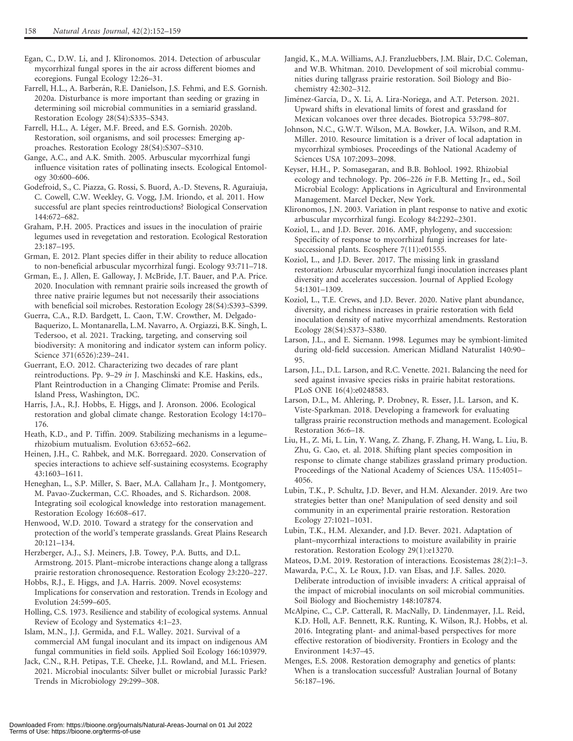Egan, C., D.W. Li, and J. Klironomos. 2014. Detection of arbuscular mycorrhizal fungal spores in the air across different biomes and ecoregions. Fungal Ecology 12:26–31.

Farrell, H.L., A. Barberán, R.E. Danielson, J.S. Fehmi, and E.S. Gornish. 2020a. Disturbance is more important than seeding or grazing in determining soil microbial communities in a semiarid grassland. Restoration Ecology 28(S4):S335–S343.

Farrell, H.L., A. Léger, M.F. Breed, and E.S. Gornish. 2020b. Restoration, soil organisms, and soil processes: Emerging approaches. Restoration Ecology 28(S4):S307–S310.

Gange, A.C., and A.K. Smith. 2005. Arbuscular mycorrhizal fungi influence visitation rates of pollinating insects. Ecological Entomology 30:600–606.

Godefroid, S., C. Piazza, G. Rossi, S. Buord, A.-D. Stevens, R. Aguraiuja, C. Cowell, C.W. Weekley, G. Vogg, J.M. Iriondo, et al. 2011. How successful are plant species reintroductions? Biological Conservation 144:672–682.

Graham, P.H. 2005. Practices and issues in the inoculation of prairie legumes used in revegetation and restoration. Ecological Restoration 23:187–195.

Grman, E. 2012. Plant species differ in their ability to reduce allocation to non-beneficial arbuscular mycorrhizal fungi. Ecology 93:711–718.

Grman, E., J. Allen, E. Galloway, J. McBride, J.T. Bauer, and P.A. Price. 2020. Inoculation with remnant prairie soils increased the growth of three native prairie legumes but not necessarily their associations with beneficial soil microbes. Restoration Ecology 28(S4):S393–S399.

Guerra, C.A., R.D. Bardgett, L. Caon, T.W. Crowther, M. Delgado-Baquerizo, L. Montanarella, L.M. Navarro, A. Orgiazzi, B.K. Singh, L. Tedersoo, et al. 2021. Tracking, targeting, and conserving soil biodiversity: A monitoring and indicator system can inform policy. Science 371(6526):239–241.

Guerrant, E.O. 2012. Characterizing two decades of rare plant reintroductions. Pp. 9–29 *in* J. Maschinski and K.E. Haskins, eds., Plant Reintroduction in a Changing Climate: Promise and Perils. Island Press, Washington, DC.

Harris, J.A., R.J. Hobbs, E. Higgs, and J. Aronson. 2006. Ecological restoration and global climate change. Restoration Ecology 14:170–176.

Heath, K.D., and P. Tiffin. 2009. Stabilizing mechanisms in a legume–rhizobium mutualism. Evolution 63:652–662.

Heinen, J.H., C. Rahbek, and M.K. Borregaard. 2020. Conservation of species interactions to achieve self-sustaining ecosystems. Ecography 43:1603–1611.

Heneghan, L., S.P. Miller, S. Baer, M.A. Callaham Jr., J. Montgomery, M. Pavao-Zuckerman, C.C. Rhoades, and S. Richardson. 2008. Integrating soil ecological knowledge into restoration management. Restoration Ecology 16:608–617.

Henwood, W.D. 2010. Toward a strategy for the conservation and protection of the world's temperate grasslands. Great Plains Research 20:121–134.

Herzberger, A.J., S.J. Meiners, J.B. Towey, P.A. Butts, and D.L. Armstrong. 2015. Plant–microbe interactions change along a tallgrass prairie restoration chronosequence. Restoration Ecology 23:220–227.

Hobbs, R.J., E. Higgs, and J.A. Harris. 2009. Novel ecosystems: Implications for conservation and restoration. Trends in Ecology and Evolution 24:599–605.

Holling, C.S. 1973. Resilience and stability of ecological systems. Annual Review of Ecology and Systematics 4:1–23.

Islam, M.N., J.J. Germida, and F.L. Walley. 2021. Survival of a commercial AM fungal inoculant and its impact on indigenous AM fungal communities in field soils. Applied Soil Ecology 166:103979.

Jack, C.N., R.H. Petipas, T.E. Cheeke, J.L. Rowland, and M.L. Friesen. 2021. Microbial inoculants: Silver bullet or microbial Jurassic Park? Trends in Microbiology 29:299–308.

Jangid, K., M.A. Williams, A.J. Franzluebbers, J.M. Blair, D.C. Coleman, and W.B. Whitman. 2010. Development of soil microbial communities during tallgrass prairie restoration. Soil Biology and Biochemistry 42:302–312.

Jiménez-García, D., X. Li, A. Lira-Noriega, and A.T. Peterson. 2021. Upward shifts in elevational limits of forest and grassland for Mexican volcanoes over three decades. Biotropica 53:798–807.

Johnson, N.C., G.W.T. Wilson, M.A. Bowker, J.A. Wilson, and R.M. Miller. 2010. Resource limitation is a driver of local adaptation in mycorrhizal symbioses. Proceedings of the National Academy of Sciences USA 107:2093–2098.

Keyser, H.H., P. Somasegaran, and B.B. Bohlool. 1992. Rhizobial ecology and technology. Pp. 206–226 *in* F.B. Metting Jr., ed., Soil Microbial Ecology: Applications in Agricultural and Environmental Management. Marcel Decker, New York.

Klironomos, J.N. 2003. Variation in plant response to native and exotic arbuscular mycorrhizal fungi. Ecology 84:2292–2301.

Koziol, L., and J.D. Bever. 2016. AMF, phylogeny, and succession: Specificity of response to mycorrhizal fungi increases for late-successional plants. Ecosphere 7(11):e01555.

Koziol, L., and J.D. Bever. 2017. The missing link in grassland restoration: Arbuscular mycorrhizal fungi inoculation increases plant diversity and accelerates succession. Journal of Applied Ecology 54:1301–1309.

Koziol, L., T.E. Crews, and J.D. Bever. 2020. Native plant abundance, diversity, and richness increases in prairie restoration with field inoculation density of native mycorrhizal amendments. Restoration Ecology 28(S4):S373–S380.

Larson, J.L., and E. Siemann. 1998. Legumes may be symbiont-limited during old-field succession. American Midland Naturalist 140:90–95.

Larson, J.L., D.L. Larson, and R.C. Venette. 2021. Balancing the need for seed against invasive species risks in prairie habitat restorations. PLoS ONE 16(4):e0248583.

Larson, D.L., M. Ahlering, P. Drobney, R. Esser, J.L. Larson, and K. Viste-Sparkman. 2018. Developing a framework for evaluating tallgrass prairie reconstruction methods and management. Ecological Restoration 36:6–18.

Liu, H., Z. Mi, L. Lin, Y. Wang, Z. Zhang, F. Zhang, H. Wang, L. Liu, B. Zhu, G. Cao, et. al. 2018. Shifting plant species composition in response to climate change stabilizes grassland primary production. Proceedings of the National Academy of Sciences USA. 115:4051–4056.

Lubin, T.K., P. Schultz, J.D. Bever, and H.M. Alexander. 2019. Are two strategies better than one? Manipulation of seed density and soil community in an experimental prairie restoration. Restoration Ecology 27:1021–1031.

Lubin, T.K., H.M. Alexander, and J.D. Bever. 2021. Adaptation of plant–mycorrhizal interactions to moisture availability in prairie restoration. Restoration Ecology 29(1):e13270.

Mateos, D.M. 2019. Restoration of interactions. Ecosistemas 28(2):1–3.

Mawarda, P.C., X. Le Roux, J.D. van Elsas, and J.F. Salles. 2020. Deliberate introduction of invisible invaders: A critical appraisal of the impact of microbial inoculants on soil microbial communities. Soil Biology and Biochemistry 148:107874.

McAlpine, C., C.P. Catterall, R. MacNally, D. Lindenmayer, J.L. Reid, K.D. Holl, A.F. Bennett, R.K. Runting, K. Wilson, R.J. Hobbs, et al. 2016. Integrating plant- and animal-based perspectives for more effective restoration of biodiversity. Frontiers in Ecology and the Environment 14:37–45.

Menges, E.S. 2008. Restoration demography and genetics of plants: When is a translocation successful? Australian Journal of Botany 56:187–196.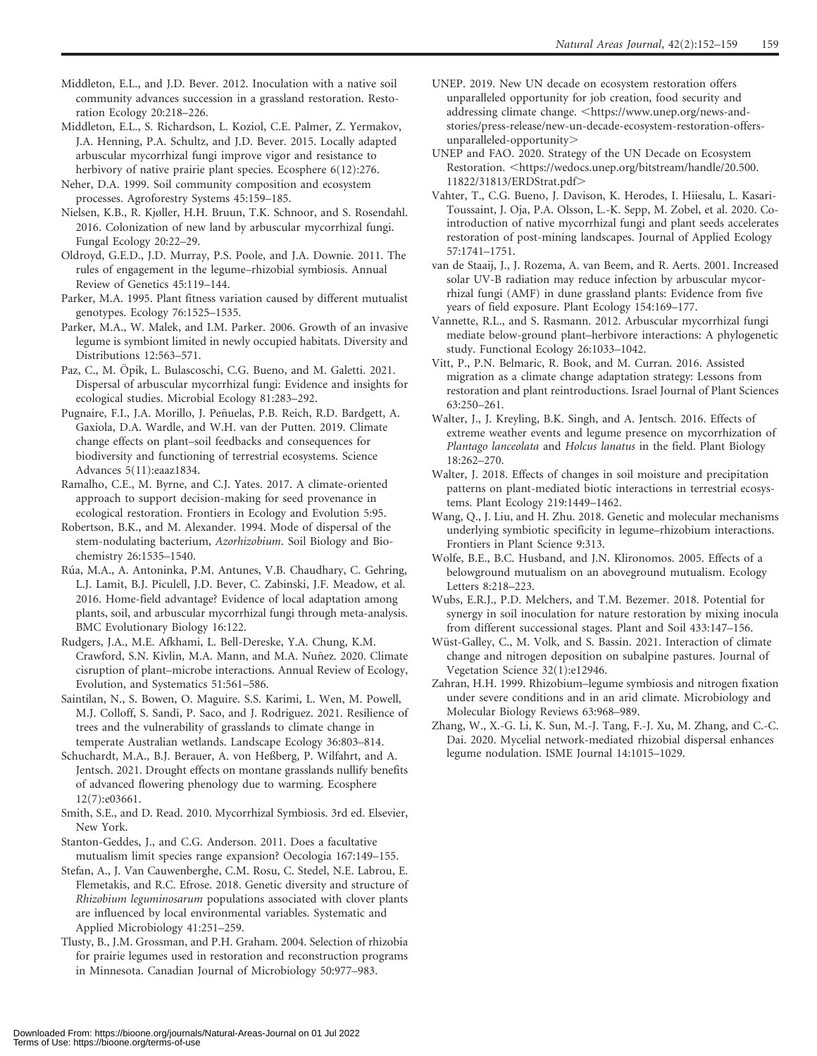Middleton, E.L., and J.D. Bever. 2012. Inoculation with a native soil community advances succession in a grassland restoration. Restoration Ecology 20:218–226.

Middleton, E.L., S. Richardson, L. Koziol, C.E. Palmer, Z. Yermakov, J.A. Henning, P.A. Schultz, and J.D. Bever. 2015. Locally adapted arbuscular mycorrhizal fungi improve vigor and resistance to herbivory of native prairie plant species. Ecosphere 6(12):276.

Neher, D.A. 1999. Soil community composition and ecosystem processes. Agroforestry Systems 45:159–185.

Nielsen, K.B., R. Kjøller, H.H. Bruun, T.K. Schnoor, and S. Rosendahl. 2016. Colonization of new land by arbuscular mycorrhizal fungi. Fungal Ecology 20:22–29.

Oldroyd, G.E.D., J.D. Murray, P.S. Poole, and J.A. Downie. 2011. The rules of engagement in the legume–rhizobial symbiosis. Annual Review of Genetics 45:119–144.

Parker, M.A. 1995. Plant fitness variation caused by different mutualist genotypes. Ecology 76:1525–1535.

Parker, M.A., W. Malek, and I.M. Parker. 2006. Growth of an invasive legume is symbiont limited in newly occupied habitats. Diversity and Distributions 12:563–571.

Paz, C., M. Öpik, L. Bulascoschi, C.G. Bueno, and M. Galetti. 2021. Dispersal of arbuscular mycorrhizal fungi: Evidence and insights for ecological studies. Microbial Ecology 81:283–292.

Pugnaire, F.I., J.A. Morillo, J. Peñuelas, P.B. Reich, R.D. Bardgett, A. Gaxiola, D.A. Wardle, and W.H. van der Putten. 2019. Climate change effects on plant–soil feedbacks and consequences for biodiversity and functioning of terrestrial ecosystems. Science Advances 5(11):eaaz1834.

Ramalho, C.E., M. Byrne, and C.J. Yates. 2017. A climate-oriented approach to support decision-making for seed provenance in ecological restoration. Frontiers in Ecology and Evolution 5:95.

Robertson, B.K., and M. Alexander. 1994. Mode of dispersal of the stem-nodulating bacterium, *Azorhizobium*. Soil Biology and Biochemistry 26:1535–1540.

Rúa, M.A., A. Antoninka, P.M. Antunes, V.B. Chaudhary, C. Gehring, L.J. Lamit, B.J. Piculell, J.D. Bever, C. Zabinski, J.F. Meadow, et al. 2016. Home-field advantage? Evidence of local adaptation among plants, soil, and arbuscular mycorrhizal fungi through meta-analysis. BMC Evolutionary Biology 16:122.

Rudgers, J.A., M.E. Afkhami, L. Bell-Dereske, Y.A. Chung, K.M. Crawford, S.N. Kivlin, M.A. Mann, and M.A. Nuñez. 2020. Climate cisruption of plant–microbe interactions. Annual Review of Ecology, Evolution, and Systematics 51:561–586.

Saintilan, N., S. Bowen, O. Maguire. S.S. Karimi, L. Wen, M. Powell, M.J. Colloff, S. Sandi, P. Saco, and J. Rodriguez. 2021. Resilience of trees and the vulnerability of grasslands to climate change in temperate Australian wetlands. Landscape Ecology 36:803–814.

Schuchardt, M.A., B.J. Berauer, A. von Heßberg, P. Wilfahrt, and A. Jentsch. 2021. Drought effects on montane grasslands nullify benefits of advanced flowering phenology due to warming. Ecosphere 12(7):e03661.

Smith, S.E., and D. Read. 2010. Mycorrhizal Symbiosis. 3rd ed. Elsevier, New York.

Stanton-Geddes, J., and C.G. Anderson. 2011. Does a facultative mutualism limit species range expansion? Oecologia 167:149–155.

Stefan, A., J. Van Cauwenberghe, C.M. Rosu, C. Stedel, N.E. Labrou, E. Flemetakis, and R.C. Efrose. 2018. Genetic diversity and structure of *Rhizobium leguminosarum* populations associated with clover plants are influenced by local environmental variables. Systematic and Applied Microbiology 41:251–259.

Tlusty, B., J.M. Grossman, and P.H. Graham. 2004. Selection of rhizobia for prairie legumes used in restoration and reconstruction programs in Minnesota. Canadian Journal of Microbiology 50:977–983.

UNEP. 2019. New UN decade on ecosystem restoration offers unparalleled opportunity for job creation, food security and addressing climate change. <https://www.unep.org/news-and-stories/press-release/new-un-decade-ecosystem-restoration-offers-unparalleled-opportunity>

UNEP and FAO. 2020. Strategy of the UN Decade on Ecosystem Restoration. <https://wedocs.unep.org/bitstream/handle/20.500.11822/31813/ERDStrat.pdf>

Vahter, T., C.G. Bueno, J. Davison, K. Herodes, I. Hiiesalu, L. Kasari-Toussaint, J. Oja, P.A. Olsson, L.-K. Sepp, M. Zobel, et al. 2020. Co-introduction of native mycorrhizal fungi and plant seeds accelerates restoration of post-mining landscapes. Journal of Applied Ecology 57:1741–1751.

van de Staaij, J., J. Rozema, A. van Beem, and R. Aerts. 2001. Increased solar UV-B radiation may reduce infection by arbuscular mycorrhizal fungi (AMF) in dune grassland plants: Evidence from five years of field exposure. Plant Ecology 154:169–177.

Vannette, R.L., and S. Rasmann. 2012. Arbuscular mycorrhizal fungi mediate below-ground plant–herbivore interactions: A phylogenetic study. Functional Ecology 26:1033–1042.

Vitt, P., P.N. Belmaric, R. Book, and M. Curran. 2016. Assisted migration as a climate change adaptation strategy: Lessons from restoration and plant reintroductions. Israel Journal of Plant Sciences 63:250–261.

Walter, J., J. Kreyling, B.K. Singh, and A. Jentsch. 2016. Effects of extreme weather events and legume presence on mycorrhization of *Plantago lanceolata* and *Holcus lanatus* in the field. Plant Biology 18:262–270.

Walter, J. 2018. Effects of changes in soil moisture and precipitation patterns on plant-mediated biotic interactions in terrestrial ecosystems. Plant Ecology 219:1449–1462.

Wang, Q., J. Liu, and H. Zhu. 2018. Genetic and molecular mechanisms underlying symbiotic specificity in legume–rhizobium interactions. Frontiers in Plant Science 9:313.

Wolfe, B.E., B.C. Husband, and J.N. Klironomos. 2005. Effects of a belowground mutualism on an aboveground mutualism. Ecology Letters 8:218–223.

Wubs, E.R.J., P.D. Melchers, and T.M. Bezemer. 2018. Potential for synergy in soil inoculation for nature restoration by mixing inocula from different successional stages. Plant and Soil 433:147–156.

Wüst-Galley, C., M. Volk, and S. Bassin. 2021. Interaction of climate change and nitrogen deposition on subalpine pastures. Journal of Vegetation Science 32(1):e12946.

Zahran, H.H. 1999. Rhizobium–legume symbiosis and nitrogen fixation under severe conditions and in an arid climate. Microbiology and Molecular Biology Reviews 63:968–989.

Zhang, W., X.-G. Li, K. Sun, M.-J. Tang, F.-J. Xu, M. Zhang, and C.-C. Dai. 2020. Mycelial network-mediated rhizobial dispersal enhances legume nodulation. ISME Journal 14:1015–1029.